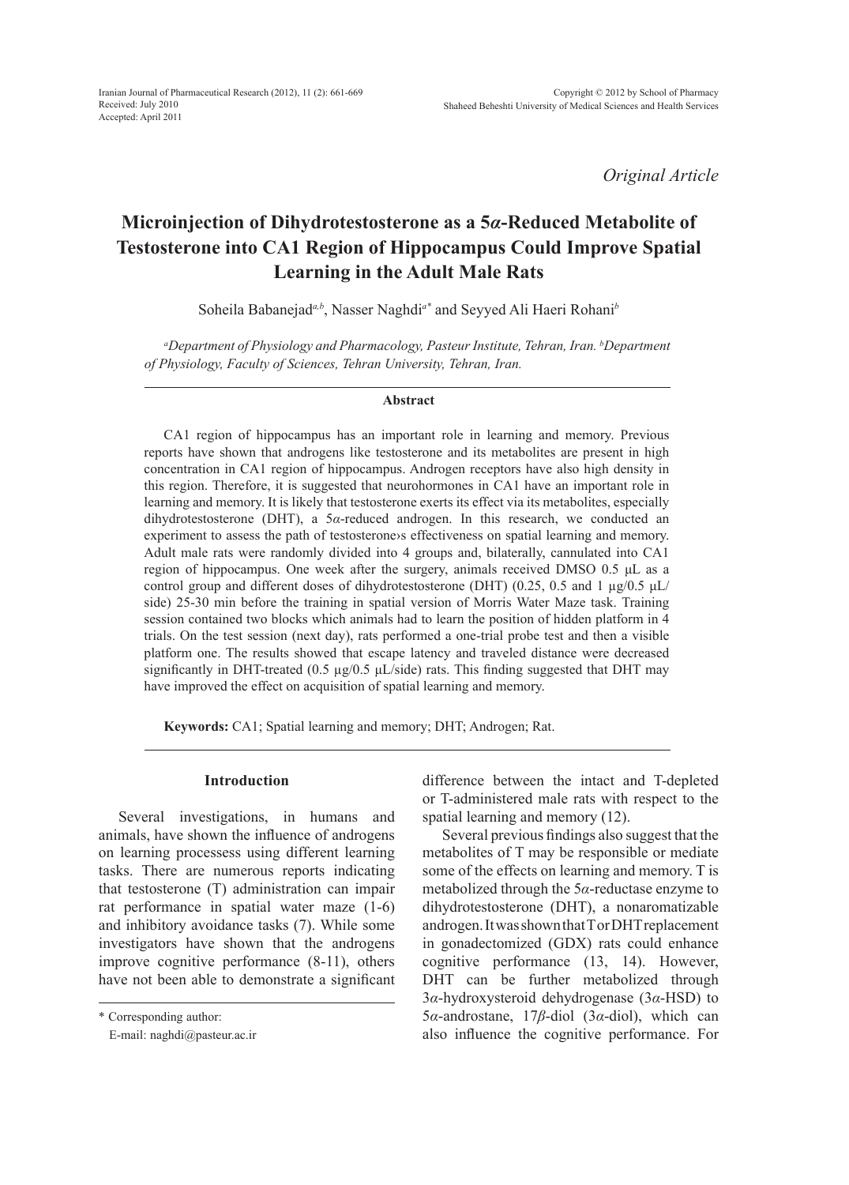Iranian Journal of Pharmaceutical Research (2012), 11 (2): 661-669
Received: July 2010
Accepted: April 2011

Copyright © 2012 by School of Pharmacy
Shaheed Beheshti University of Medical Sciences and Health Services

*Original Article*

# Microinjection of Dihydrotestosterone as a 5α-Reduced Metabolite of Testosterone into CA1 Region of Hippocampus Could Improve Spatial Learning in the Adult Male Rats

Soheila Babanejad[a,b], Nasser Naghdi[a*] and Seyyed Ali Haeri Rohani[b]

[a]*Department of Physiology and Pharmacology, Pasteur Institute, Tehran, Iran.* [b]*Department of Physiology, Faculty of Sciences, Tehran University, Tehran, Iran.*

### Abstract

CA1 region of hippocampus has an important role in learning and memory. Previous reports have shown that androgens like testosterone and its metabolites are present in high concentration in CA1 region of hippocampus. Androgen receptors have also high density in this region. Therefore, it is suggested that neurohormones in CA1 have an important role in learning and memory. It is likely that testosterone exerts its effect via its metabolites, especially dihydrotestosterone (DHT), a 5α-reduced androgen. In this research, we conducted an experiment to assess the path of testosterone›s effectiveness on spatial learning and memory. Adult male rats were randomly divided into 4 groups and, bilaterally, cannulated into CA1 region of hippocampus. One week after the surgery, animals received DMSO 0.5 µL as a control group and different doses of dihydrotestosterone (DHT) (0.25, 0.5 and 1 µg/0.5 µL/side) 25-30 min before the training in spatial version of Morris Water Maze task. Training session contained two blocks which animals had to learn the position of hidden platform in 4 trials. On the test session (next day), rats performed a one-trial probe test and then a visible platform one. The results showed that escape latency and traveled distance were decreased significantly in DHT-treated (0.5 µg/0.5 µL/side) rats. This finding suggested that DHT may have improved the effect on acquisition of spatial learning and memory.

**Keywords:** CA1; Spatial learning and memory; DHT; Androgen; Rat.

## Introduction

Several investigations, in humans and animals, have shown the influence of androgens on learning processess using different learning tasks. There are numerous reports indicating that testosterone (T) administration can impair rat performance in spatial water maze (1-6) and inhibitory avoidance tasks (7). While some investigators have shown that the androgens improve cognitive performance (8-11), others have not been able to demonstrate a significant difference between the intact and T-depleted or T-administered male rats with respect to the spatial learning and memory (12).

Several previous findings also suggest that the metabolites of T may be responsible or mediate some of the effects on learning and memory. T is metabolized through the 5α-reductase enzyme to dihydrotestosterone (DHT), a nonaromatizable androgen. It was shown that T or DHT replacement in gonadectomized (GDX) rats could enhance cognitive performance (13, 14). However, DHT can be further metabolized through 3α-hydroxysteroid dehydrogenase (3α-HSD) to 5α-androstane, 17β-diol (3α-diol), which can also influence the cognitive performance. For

\* Corresponding author:
E-mail: naghdi@pasteur.ac.ir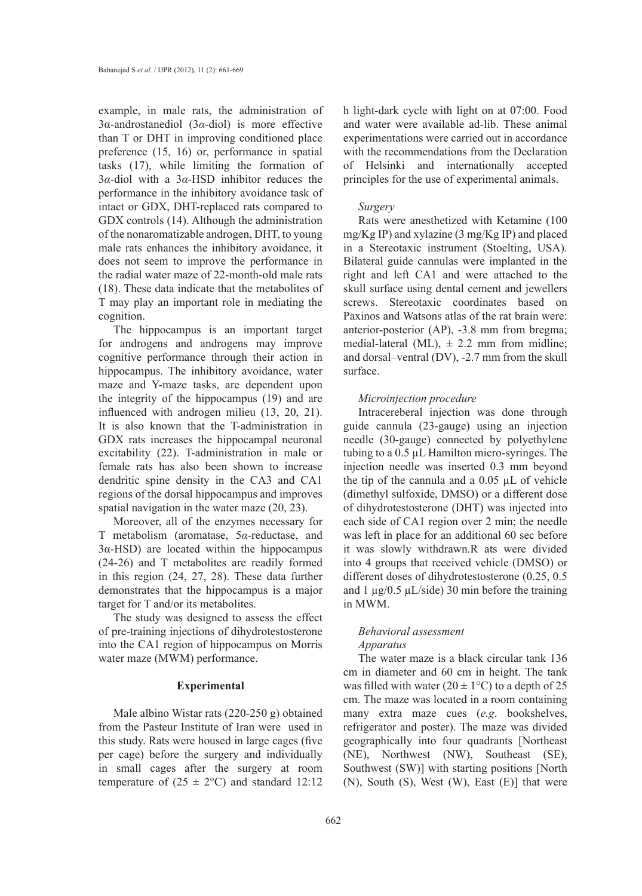example, in male rats, the administration of 3α-androstanediol (3*α*-diol) is more effective than T or DHT in improving conditioned place preference (15, 16) or, performance in spatial tasks (17), while limiting the formation of 3*α*-diol with a 3*α*-HSD inhibitor reduces the performance in the inhibitory avoidance task of intact or GDX, DHT-replaced rats compared to GDX controls (14). Although the administration of the nonaromatizable androgen, DHT, to young male rats enhances the inhibitory avoidance, it does not seem to improve the performance in the radial water maze of 22-month-old male rats (18). These data indicate that the metabolites of T may play an important role in mediating the cognition.

The hippocampus is an important target for androgens and androgens may improve cognitive performance through their action in hippocampus. The inhibitory avoidance, water maze and Y-maze tasks, are dependent upon the integrity of the hippocampus (19) and are influenced with androgen milieu (13, 20, 21). It is also known that the T-administration in GDX rats increases the hippocampal neuronal excitability (22). T-administration in male or female rats has also been shown to increase dendritic spine density in the CA3 and CA1 regions of the dorsal hippocampus and improves spatial navigation in the water maze (20, 23).

Moreover, all of the enzymes necessary for T metabolism (aromatase, 5*α*-reductase, and 3α-HSD) are located within the hippocampus (24-26) and T metabolites are readily formed in this region (24, 27, 28). These data further demonstrates that the hippocampus is a major target for T and/or its metabolites.

The study was designed to assess the effect of pre-training injections of dihydrotestosterone into the CA1 region of hippocampus on Morris water maze (MWM) performance.

## Experimental

Male albino Wistar rats (220-250 g) obtained from the Pasteur Institute of Iran were used in this study. Rats were housed in large cages (five per cage) before the surgery and individually in small cages after the surgery at room temperature of ($25 \pm 2$°C) and standard 12:12 h light-dark cycle with light on at 07:00. Food and water were available ad-lib. These animal experimentations were carried out in accordance with the recommendations from the Declaration of Helsinki and internationally accepted principles for the use of experimental animals.

### *Surgery*

Rats were anesthetized with Ketamine (100 mg/Kg IP) and xylazine (3 mg/Kg IP) and placed in a Stereotaxic instrument (Stoelting, USA). Bilateral guide cannulas were implanted in the right and left CA1 and were attached to the skull surface using dental cement and jewellers screws. Stereotaxic coordinates based on Paxinos and Watsons atlas of the rat brain were: anterior-posterior (AP), -3.8 mm from bregma; medial-lateral (ML), ± 2.2 mm from midline; and dorsal–ventral (DV), -2.7 mm from the skull surface.

### *Microinjection procedure*

Intracereberal injection was done through guide cannula (23-gauge) using an injection needle (30-gauge) connected by polyethylene tubing to a 0.5 µL Hamilton micro-syringes. The injection needle was inserted 0.3 mm beyond the tip of the cannula and a 0.05 µL of vehicle (dimethyl sulfoxide, DMSO) or a different dose of dihydrotestosterone (DHT) was injected into each side of CA1 region over 2 min; the needle was left in place for an additional 60 sec before it was slowly withdrawn.R ats were divided into 4 groups that received vehicle (DMSO) or different doses of dihydrotestosterone (0.25, 0.5 and 1 µg/0.5 µL/side) 30 min before the training in MWM.

### *Behavioral assessment*

#### *Apparatus*

The water maze is a black circular tank 136 cm in diameter and 60 cm in height. The tank was filled with water ($20 \pm 1$°C) to a depth of 25 cm. The maze was located in a room containing many extra maze cues (*e.g*. bookshelves, refrigerator and poster). The maze was divided geographically into four quadrants [Northeast (NE), Northwest (NW), Southeast (SE), Southwest (SW)] with starting positions [North (N), South (S), West (W), East (E)] that were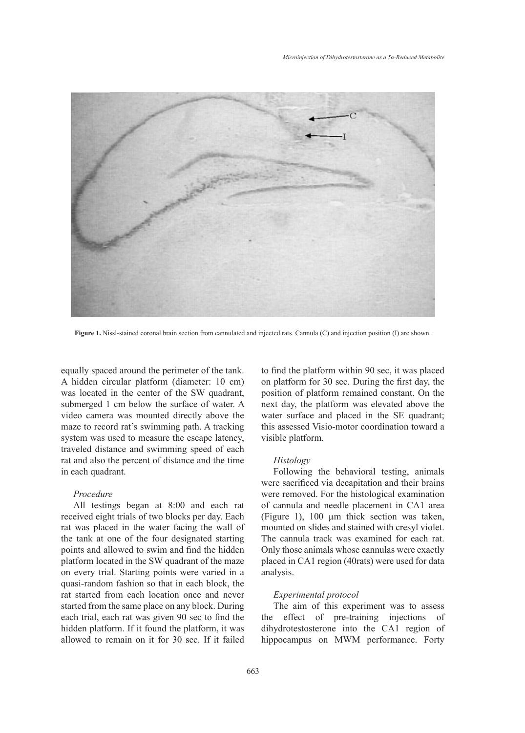**Figure 1.** Nissl-stained coronal brain section from cannulated and injected rats. Cannula (C) and injection position (I) are shown.

equally spaced around the perimeter of the tank. A hidden circular platform (diameter: 10 cm) was located in the center of the SW quadrant, submerged 1 cm below the surface of water. A video camera was mounted directly above the maze to record rat's swimming path. A tracking system was used to measure the escape latency, traveled distance and swimming speed of each rat and also the percent of distance and the time in each quadrant.

*Procedure*

All testings began at 8:00 and each rat received eight trials of two blocks per day. Each rat was placed in the water facing the wall of the tank at one of the four designated starting points and allowed to swim and find the hidden platform located in the SW quadrant of the maze on every trial. Starting points were varied in a quasi-random fashion so that in each block, the rat started from each location once and never started from the same place on any block. During each trial, each rat was given 90 sec to find the hidden platform. If it found the platform, it was allowed to remain on it for 30 sec. If it failed to find the platform within 90 sec, it was placed on platform for 30 sec. During the first day, the position of platform remained constant. On the next day, the platform was elevated above the water surface and placed in the SE quadrant; this assessed Visio-motor coordination toward a visible platform.

*Histology*

Following the behavioral testing, animals were sacrificed via decapitation and their brains were removed. For the histological examination of cannula and needle placement in CA1 area (Figure 1), 100 μm thick section was taken, mounted on slides and stained with cresyl violet. The cannula track was examined for each rat. Only those animals whose cannulas were exactly placed in CA1 region (40rats) were used for data analysis.

*Experimental protocol*

The aim of this experiment was to assess the effect of pre-training injections of dihydrotestosterone into the CA1 region of hippocampus on MWM performance. Forty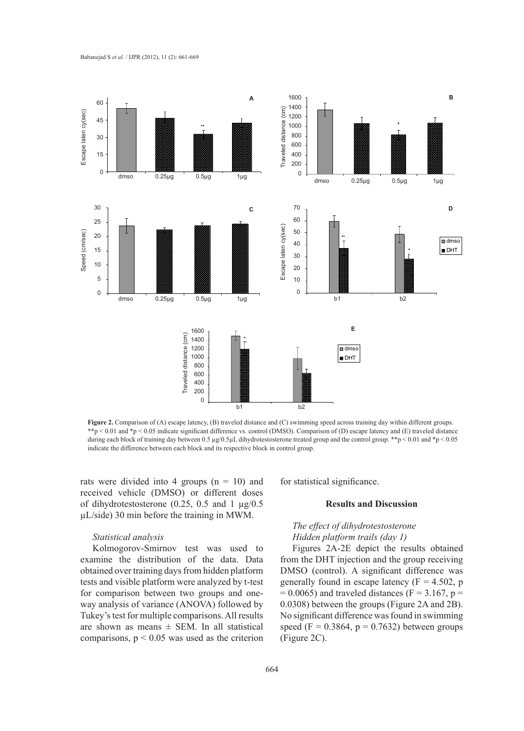**Figure 2.** Comparison of (A) escape latency, (B) traveled distance and (C) swimming speed across training day within different groups. $^{**}p < 0.01$ and $^{*}p < 0.05$ indicate significant difference vs. control (DMSO). Comparison of (D) escape latency and (E) traveled distance during each block of training day between 0.5 µg/0.5µL dihydrotestosterone treated group and the control group. $^{**}p < 0.01$ and $^{*}p < 0.05$ indicate the difference between each block and its respective block in control group.

rats were divided into 4 groups (n = 10) and received vehicle (DMSO) or different doses of dihydrotestosterone (0.25, 0.5 and 1 µg/0.5 µL/side) 30 min before the training in MWM.

*Statistical analysis*

Kolmogorov-Smirnov test was used to examine the distribution of the data. Data obtained over training days from hidden platform tests and visible platform were analyzed by t-test for comparison between two groups and one-way analysis of variance (ANOVA) followed by Tukey's test for multiple comparisons. All results are shown as means ± SEM. In all statistical comparisons, $p < 0.05$ was used as the criterion for statistical significance.

## Results and Discussion

*The effect of dihydrotestosterone*
*Hidden platform trails (day 1)*

Figures 2A-2E depict the results obtained from the DHT injection and the group receiving DMSO (control). A significant difference was generally found in escape latency ($F = 4.502$, $p = 0.0065$) and traveled distances ($F = 3.167$, $p = 0.0308$) between the groups (Figure 2A and 2B). No significant difference was found in swimming speed ($F = 0.3864$, $p = 0.7632$) between groups (Figure 2C).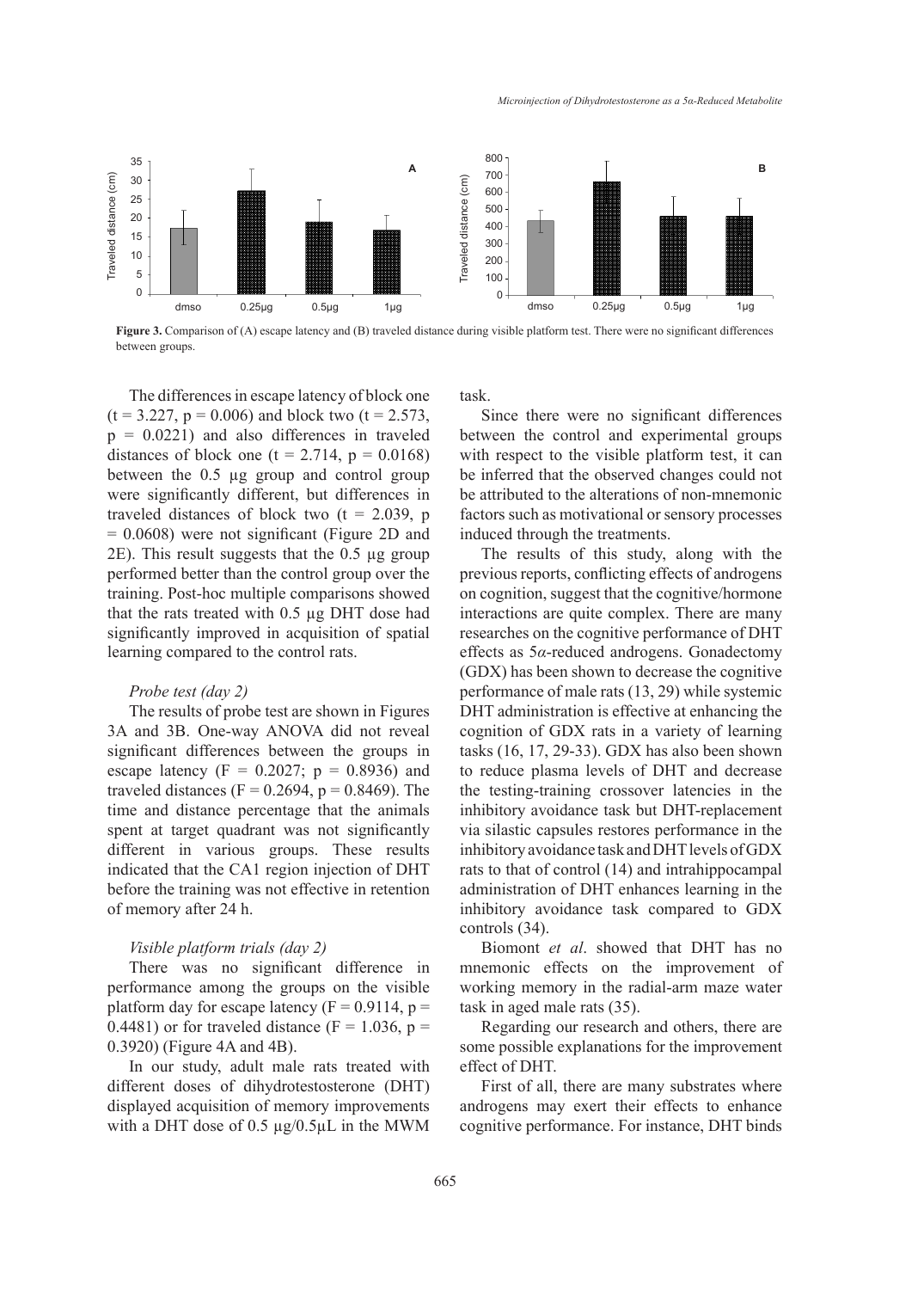**Figure 3.** Comparison of (A) escape latency and (B) traveled distance during visible platform test. There were no significant differences between groups.

The differences in escape latency of block one ($t = 3.227$, $p = 0.006$) and block two ($t = 2.573$, $p = 0.0221$) and also differences in traveled distances of block one ($t = 2.714$, $p = 0.0168$) between the 0.5 µg group and control group were significantly different, but differences in traveled distances of block two ($t = 2.039$, $p = 0.0608$) were not significant (Figure 2D and 2E). This result suggests that the 0.5 µg group performed better than the control group over the training. Post-hoc multiple comparisons showed that the rats treated with 0.5 µg DHT dose had significantly improved in acquisition of spatial learning compared to the control rats.

*Probe test (day 2)*

The results of probe test are shown in Figures 3A and 3B. One-way ANOVA did not reveal significant differences between the groups in escape latency ($F = 0.2027$; $p = 0.8936$) and traveled distances ($F = 0.2694$, $p = 0.8469$). The time and distance percentage that the animals spent at target quadrant was not significantly different in various groups. These results indicated that the CA1 region injection of DHT before the training was not effective in retention of memory after 24 h.

*Visible platform trials (day 2)*

There was no significant difference in performance among the groups on the visible platform day for escape latency ($F = 0.9114$, $p = 0.4481$) or for traveled distance ($F = 1.036$, $p = 0.3920$) (Figure 4A and 4B).

In our study, adult male rats treated with different doses of dihydrotestosterone (DHT) displayed acquisition of memory improvements with a DHT dose of 0.5 µg/0.5µL in the MWM task.

Since there were no significant differences between the control and experimental groups with respect to the visible platform test, it can be inferred that the observed changes could not be attributed to the alterations of non-mnemonic factors such as motivational or sensory processes induced through the treatments.

The results of this study, along with the previous reports, conflicting effects of androgens on cognition, suggest that the cognitive/hormone interactions are quite complex. There are many researches on the cognitive performance of DHT effects as 5α-reduced androgens. Gonadectomy (GDX) has been shown to decrease the cognitive performance of male rats (13, 29) while systemic DHT administration is effective at enhancing the cognition of GDX rats in a variety of learning tasks (16, 17, 29-33). GDX has also been shown to reduce plasma levels of DHT and decrease the testing-training crossover latencies in the inhibitory avoidance task but DHT-replacement via silastic capsules restores performance in the inhibitory avoidance task and DHT levels of GDX rats to that of control (14) and intrahippocampal administration of DHT enhances learning in the inhibitory avoidance task compared to GDX controls (34).

Biomont *et al*. showed that DHT has no mnemonic effects on the improvement of working memory in the radial-arm maze water task in aged male rats (35).

Regarding our research and others, there are some possible explanations for the improvement effect of DHT.

First of all, there are many substrates where androgens may exert their effects to enhance cognitive performance. For instance, DHT binds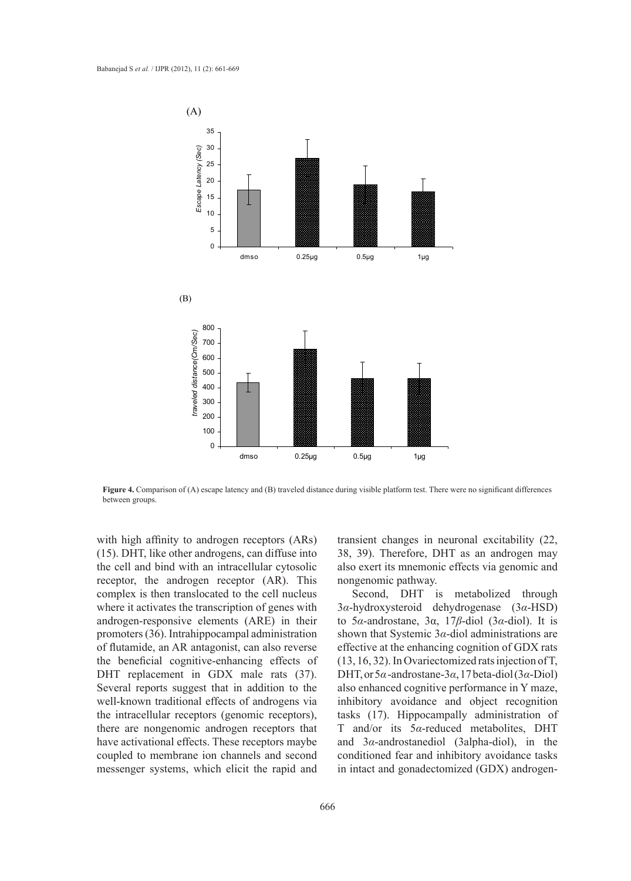**Figure 4.** Comparison of (A) escape latency and (B) traveled distance during visible platform test. There were no significant differences between groups.

with high affinity to androgen receptors (ARs) (15). DHT, like other androgens, can diffuse into the cell and bind with an intracellular cytosolic receptor, the androgen receptor (AR). This complex is then translocated to the cell nucleus where it activates the transcription of genes with androgen-responsive elements (ARE) in their promoters (36). Intrahippocampal administration of flutamide, an AR antagonist, can also reverse the beneficial cognitive-enhancing effects of DHT replacement in GDX male rats (37). Several reports suggest that in addition to the well-known traditional effects of androgens via the intracellular receptors (genomic receptors), there are nongenomic androgen receptors that have activational effects. These receptors maybe coupled to membrane ion channels and second messenger systems, which elicit the rapid and transient changes in neuronal excitability (22, 38, 39). Therefore, DHT as an androgen may also exert its mnemonic effects via genomic and nongenomic pathway.

Second, DHT is metabolized through $3\alpha$-hydroxysteroid dehydrogenase ($3\alpha$-HSD) to $5\alpha$-androstane, $3\alpha$, $17\beta$-diol ($3\alpha$-diol). It is shown that Systemic $3\alpha$-diol administrations are effective at the enhancing cognition of GDX rats (13, 16, 32). In Ovariectomized rats injection of T, DHT, or $5\alpha$-androstane-$3\alpha$, 17beta-diol ($3\alpha$-Diol) also enhanced cognitive performance in Y maze, inhibitory avoidance and object recognition tasks (17). Hippocampally administration of T and/or its $5\alpha$-reduced metabolites, DHT and $3\alpha$-androstanediol (3alpha-diol), in the conditioned fear and inhibitory avoidance tasks in intact and gonadectomized (GDX) androgen-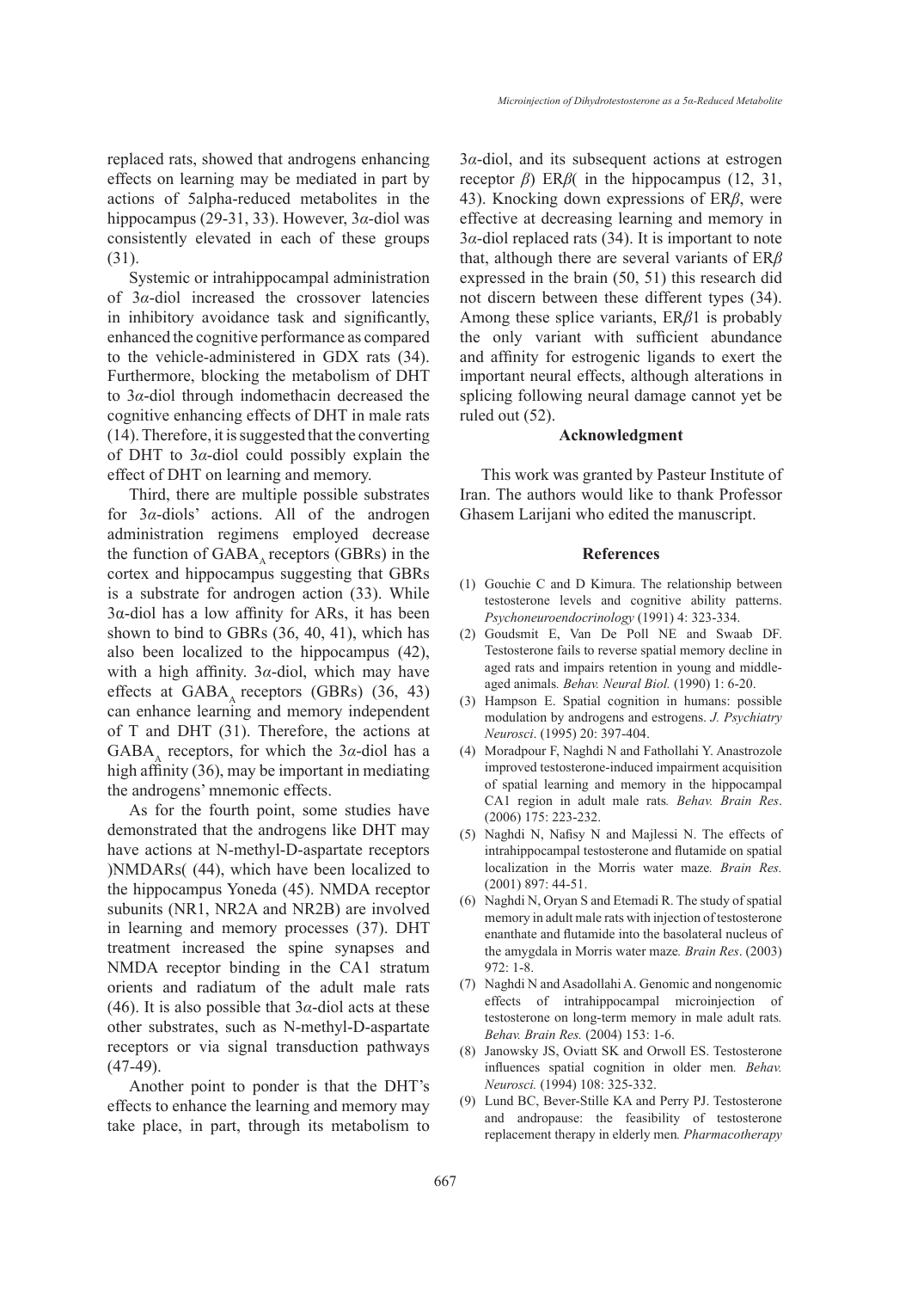replaced rats, showed that androgens enhancing effects on learning may be mediated in part by actions of 5alpha-reduced metabolites in the hippocampus (29-31, 33). However, 3*α*-diol was consistently elevated in each of these groups (31).

Systemic or intrahippocampal administration of 3*α*-diol increased the crossover latencies in inhibitory avoidance task and significantly, enhanced the cognitive performance as compared to the vehicle-administered in GDX rats (34). Furthermore, blocking the metabolism of DHT to 3*α*-diol through indomethacin decreased the cognitive enhancing effects of DHT in male rats (14). Therefore, it is suggested that the converting of DHT to 3*α*-diol could possibly explain the effect of DHT on learning and memory.

Third, there are multiple possible substrates for 3*α*-diols' actions. All of the androgen administration regimens employed decrease the function of $GABA_A$ receptors (GBRs) in the cortex and hippocampus suggesting that GBRs is a substrate for androgen action (33). While 3α-diol has a low affinity for ARs, it has been shown to bind to GBRs (36, 40, 41), which has also been localized to the hippocampus (42), with a high affinity. 3*α*-diol, which may have effects at $GABA_A$ receptors (GBRs) (36, 43) can enhance learning and memory independent of T and DHT (31). Therefore, the actions at $GABA_A$ receptors, for which the 3*α*-diol has a high affinity (36), may be important in mediating the androgens' mnemonic effects.

As for the fourth point, some studies have demonstrated that the androgens like DHT may have actions at N-methyl-D-aspartate receptors )NMDARs( (44), which have been localized to the hippocampus Yoneda (45). NMDA receptor subunits (NR1, NR2A and NR2B) are involved in learning and memory processes (37). DHT treatment increased the spine synapses and NMDA receptor binding in the CA1 stratum oriens and radiatum of the adult male rats (46). It is also possible that 3*α*-diol acts at these other substrates, such as N-methyl-D-aspartate receptors or via signal transduction pathways (47-49).

Another point to ponder is that the DHT's effects to enhance the learning and memory may take place, in part, through its metabolism to 3*α*-diol, and its subsequent actions at estrogen receptor *β*) ER*β*( in the hippocampus (12, 31, 43). Knocking down expressions of ER*β*, were effective at decreasing learning and memory in 3*α*-diol replaced rats (34). It is important to note that, although there are several variants of ER*β* expressed in the brain (50, 51) this research did not discern between these different types (34). Among these splice variants, ER*β*1 is probably the only variant with sufficient abundance and affinity for estrogenic ligands to exert the important neural effects, although alterations in splicing following neural damage cannot yet be ruled out (52).

## Acknowledgment

This work was granted by Pasteur Institute of Iran. The authors would like to thank Professor Ghasem Larijani who edited the manuscript.

## References

(1) Gouchie C and D Kimura. The relationship between testosterone levels and cognitive ability patterns. *Psychoneuroendocrinology* (1991) 4: 323-334.

(2) Goudsmit E, Van De Poll NE and Swaab DF. Testosterone fails to reverse spatial memory decline in aged rats and impairs retention in young and middle-aged animals. *Behav. Neural Biol.* (1990) 1: 6-20.

(3) Hampson E. Spatial cognition in humans: possible modulation by androgens and estrogens. *J. Psychiatry Neurosci*. (1995) 20: 397-404.

(4) Moradpour F, Naghdi N and Fathollahi Y. Anastrozole improved testosterone-induced impairment acquisition of spatial learning and memory in the hippocampal CA1 region in adult male rats. *Behav. Brain Res*. (2006) 175: 223-232.

(5) Naghdi N, Nafisy N and Majlessi N. The effects of intrahippocampal testosterone and flutamide on spatial localization in the Morris water maze. *Brain Res.* (2001) 897: 44-51.

(6) Naghdi N, Oryan S and Etemadi R. The study of spatial memory in adult male rats with injection of testosterone enanthate and flutamide into the basolateral nucleus of the amygdala in Morris water maze. *Brain Res*. (2003) 972: 1-8.

(7) Naghdi N and Asadollahi A. Genomic and nongenomic effects of intrahippocampal microinjection of testosterone on long-term memory in male adult rats. *Behav. Brain Res.* (2004) 153: 1-6.

(8) Janowsky JS, Oviatt SK and Orwoll ES. Testosterone influences spatial cognition in older men. *Behav. Neurosci.* (1994) 108: 325-332.

(9) Lund BC, Bever-Stille KA and Perry PJ. Testosterone and andropause: the feasibility of testosterone replacement therapy in elderly men. *Pharmacotherapy*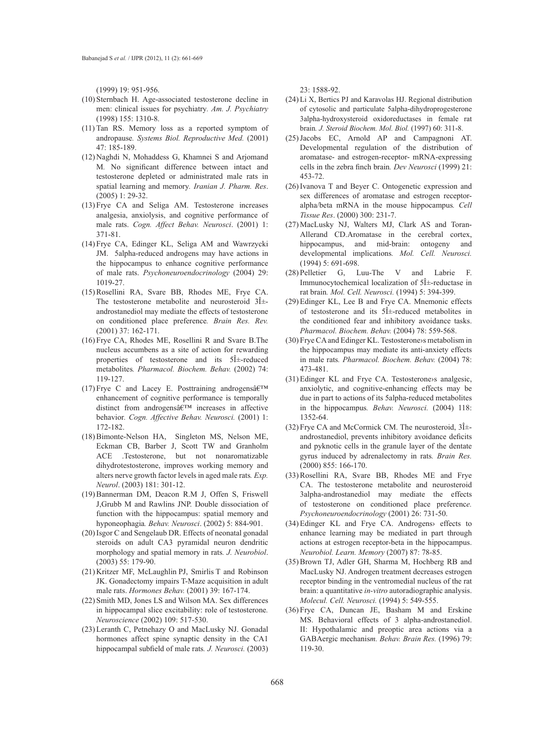(1999) 19: 951-956.

(10) Sternbach H. Age-associated testosterone decline in men: clinical issues for psychiatry. *Am. J. Psychiatry* (1998) 155: 1310-8.

(11) Tan RS. Memory loss as a reported symptom of andropause. *Systems Biol. Reproductive Med.* (2001) 47: 185-189.

(12) Naghdi N, Mohaddess G, Khamnei S and Arjomand M. No significant difference between intact and testosterone depleted or administrated male rats in spatial learning and memory. *Iranian J. Pharm. Res*. (2005) 1: 29-32.

(13) Frye CA and Seliga AM. Testosterone increases analgesia, anxiolysis, and cognitive performance of male rats. *Cogn. Affect Behav. Neurosci*. (2001) 1: 371-81.

(14) Frye CA, Edinger KL, Seliga AM and Wawrzycki JM. 5alpha-reduced androgens may have actions in the hippocampus to enhance cognitive performance of male rats. *Psychoneuroendocrinology* (2004) 29: 1019-27.

(15) Rosellini RA, Svare BB, Rhodes ME, Frye CA. The testosterone metabolite and neurosteroid 3Î±-androstanediol may mediate the effects of testosterone on conditioned place preference. *Brain Res. Rev.* (2001) 37: 162-171.

(16) Frye CA, Rhodes ME, Rosellini R and Svare B.The nucleus accumbens as a site of action for rewarding properties of testosterone and its 5Î±-reduced metabolites. *Pharmacol. Biochem. Behav.* (2002) 74: 119-127.

(17) Frye C and Lacey E. Posttraining androgensâ€™ enhancement of cognitive performance is temporally distinct from androgensâ€™ increases in affective behavior. *Cogn. Affective Behav. Neurosci.* (2001) 1: 172-182.

(18) Bimonte-Nelson HA, Singleton MS, Nelson ME, Eckman CB, Barber J, Scott TW and Granholm ACE .Testosterone, but not nonaromatizable dihydrotestosterone, improves working memory and alters nerve growth factor levels in aged male rats. *Exp. Neurol*. (2003) 181: 301-12.

(19) Bannerman DM, Deacon R.M J, Offen S, Friswell J,Grubb M and Rawlins JNP. Double dissociation of function with the hippocampus: spatial memory and hyponeophagia. *Behav. Neurosci*. (2002) 5: 884-901.

(20) Isgor C and Sengelaub DR. Effects of neonatal gonadal steroids on adult CA3 pyramidal neuron dendritic morphology and spatial memory in rats. *J. Neurobiol*. (2003) 55: 179-90.

(21) Kritzer MF, McLaughlin PJ, Smirlis T and Robinson JK. Gonadectomy impairs T-Maze acquisition in adult male rats. *Hormones Behav.* (2001) 39: 167-174.

(22) Smith MD, Jones LS and Wilson MA. Sex differences in hippocampal slice excitability: role of testosterone. *Neuroscience* (2002) 109: 517-530.

(23) Leranth C, Petnehazy O and MacLusky NJ. Gonadal hormones affect spine synaptic density in the CA1 hippocampal subfield of male rats. *J. Neurosci.* (2003) 23: 1588-92.

(24) Li X, Bertics PJ and Karavolas HJ. Regional distribution of cytosolic and particulate 5alpha-dihydroprogesterone 3alpha-hydroxysteroid oxidoreductases in female rat brain. *J. Steroid Biochem. Mol. Biol.* (1997) 60: 311-8.

(25) Jacobs EC, Arnold AP and Campagnoni AT. Developmental regulation of the distribution of aromatase- and estrogen-receptor- mRNA-expressing cells in the zebra finch brain. *Dev Neurosci* (1999) 21: 453-72.

(26) Ivanova T and Beyer C. Ontogenetic expression and sex differences of aromatase and estrogen receptor-alpha/beta mRNA in the mouse hippocampus. *Cell Tissue Res*. (2000) 300: 231-7.

(27) MacLusky NJ, Walters MJ, Clark AS and Toran-Allerand CD.Aromatase in the cerebral cortex, hippocampus, and mid-brain: ontogeny and developmental implications. *Mol. Cell. Neurosci.* (1994) 5: 691-698.

(28) Pelletier G, Luu-The V and Labrie F. Immunocytochemical localization of 5Î±-reductase in rat brain. *Mol. Cell. Neurosci.* (1994) 5: 394-399.

(29) Edinger KL, Lee B and Frye CA. Mnemonic effects of testosterone and its 5Î±-reduced metabolites in the conditioned fear and inhibitory avoidance tasks. *Pharmacol. Biochem. Behav.* (2004) 78: 559-568.

(30) Frye CA and Edinger KL. Testosterone›s metabolism in the hippocampus may mediate its anti-anxiety effects in male rats. *Pharmacol. Biochem. Behav.* (2004) 78: 473-481.

(31) Edinger KL and Frye CA. Testosterone›s analgesic, anxiolytic, and cognitive-enhancing effects may be due in part to actions of its 5alpha-reduced metabolites in the hippocampus. *Behav. Neurosci.* (2004) 118: 1352-64.

(32) Frye CA and McCormick CM. The neurosteroid, 3Î±-androstanediol, prevents inhibitory avoidance deficits and pyknotic cells in the granule layer of the dentate gyrus induced by adrenalectomy in rats. *Brain Res.* (2000) 855: 166-170.

(33) Rosellini RA, Svare BB, Rhodes ME and Frye CA. The testosterone metabolite and neurosteroid 3alpha-androstanediol may mediate the effects of testosterone on conditioned place preference. *Psychoneuroendocrinology* (2001) 26: 731-50.

(34) Edinger KL and Frye CA. Androgens› effects to enhance learning may be mediated in part through actions at estrogen receptor-beta in the hippocampus. *Neurobiol. Learn. Memory* (2007) 87: 78-85.

(35) Brown TJ, Adler GH, Sharma M, Hochberg RB and MacLusky NJ. Androgen treatment decreases estrogen receptor binding in the ventromedial nucleus of the rat brain: a quantitative *in-vitro* autoradiographic analysis. *Molecul. Cell. Neurosci.* (1994) 5: 549-555.

(36) Frye CA, Duncan JE, Basham M and Erskine MS. Behavioral effects of 3 alpha-androstanediol. II: Hypothalamic and preoptic area actions via a GABAergic mechanism. *Behav. Brain Res.* (1996) 79: 119-30.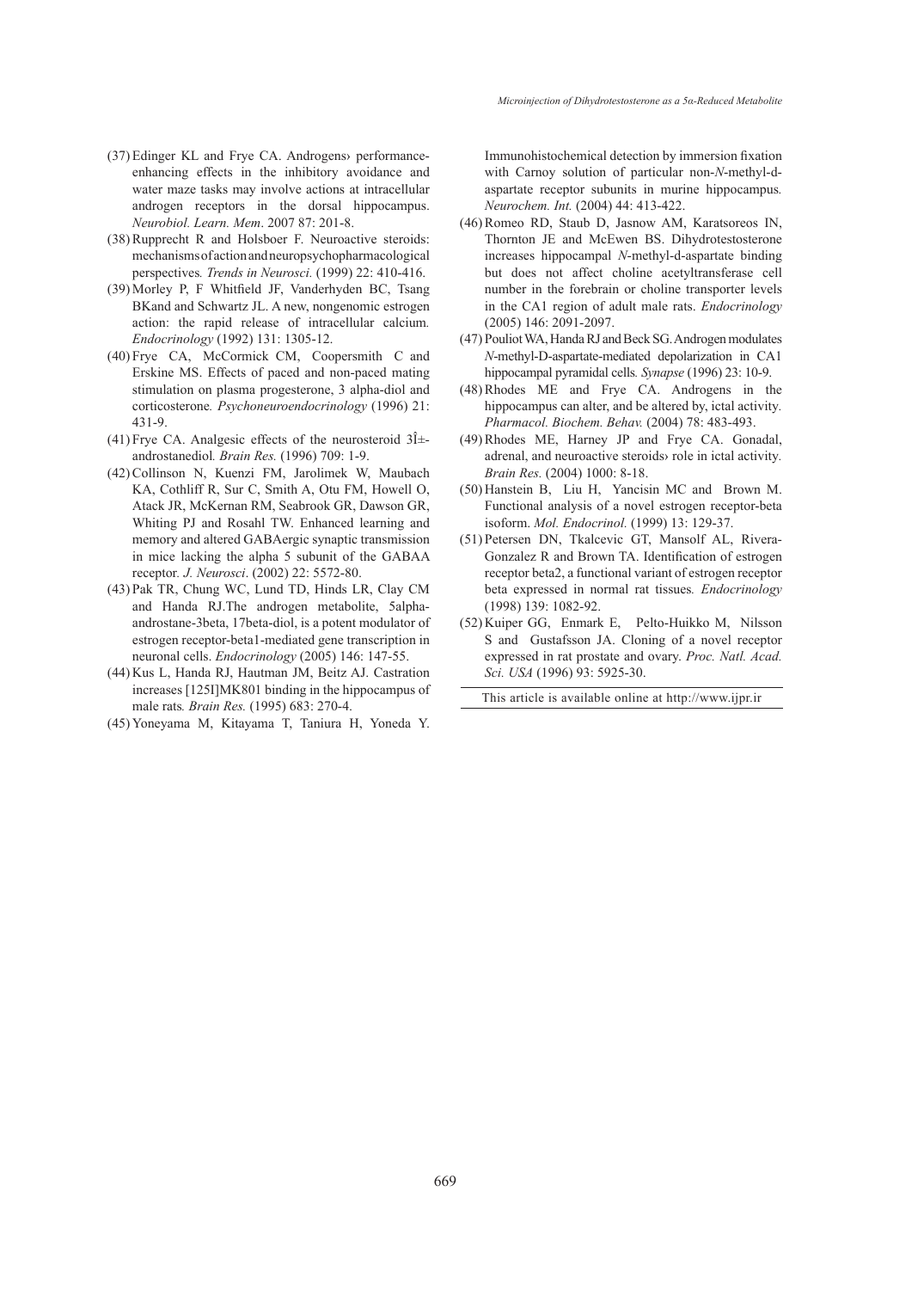(37) Edinger KL and Frye CA. Androgens› performance-enhancing effects in the inhibitory avoidance and water maze tasks may involve actions at intracellular androgen receptors in the dorsal hippocampus. *Neurobiol. Learn. Mem*. 2007 87: 201-8.

(38) Rupprecht R and Holsboer F. Neuroactive steroids: mechanisms of action and neuropsychopharmacological perspectives*. Trends in Neurosci.* (1999) 22: 410-416.

(39) Morley P, F Whitfield JF, Vanderhyden BC, Tsang BKand and Schwartz JL. A new, nongenomic estrogen action: the rapid release of intracellular calcium*. Endocrinology* (1992) 131: 1305-12.

(40) Frye CA, McCormick CM, Coopersmith C and Erskine MS. Effects of paced and non-paced mating stimulation on plasma progesterone, 3 alpha-diol and corticosterone*. Psychoneuroendocrinology* (1996) 21: 431-9.

(41) Frye CA. Analgesic effects of the neurosteroid 3Î±-androstanediol*. Brain Res.* (1996) 709: 1-9.

(42) Collinson N, Kuenzi FM, Jarolimek W, Maubach KA, Cothliff R, Sur C, Smith A, Otu FM, Howell O, Atack JR, McKernan RM, Seabrook GR, Dawson GR, Whiting PJ and Rosahl TW. Enhanced learning and memory and altered GABAergic synaptic transmission in mice lacking the alpha 5 subunit of the GABAA receptor*. J. Neurosci*. (2002) 22: 5572-80.

(43) Pak TR, Chung WC, Lund TD, Hinds LR, Clay CM and Handa RJ.The androgen metabolite, 5alpha-androstane-3beta, 17beta-diol, is a potent modulator of estrogen receptor-beta1-mediated gene transcription in neuronal cells. *Endocrinology* (2005) 146: 147-55.

(44) Kus L, Handa RJ, Hautman JM, Beitz AJ. Castration increases [125I]MK801 binding in the hippocampus of male rats*. Brain Res.* (1995) 683: 270-4.

(45) Yoneyama M, Kitayama T, Taniura H, Yoneda Y. Immunohistochemical detection by immersion fixation with Carnoy solution of particular non-*N*-methyl-d-aspartate receptor subunits in murine hippocampus*. Neurochem. Int.* (2004) 44: 413-422.

(46) Romeo RD, Staub D, Jasnow AM, Karatsoreos IN, Thornton JE and McEwen BS. Dihydrotestosterone increases hippocampal *N*-methyl-d-aspartate binding but does not affect choline acetyltransferase cell number in the forebrain or choline transporter levels in the CA1 region of adult male rats. *Endocrinology* (2005) 146: 2091-2097.

(47) Pouliot WA, Handa RJ and Beck SG. Androgen modulates *N*-methyl-D-aspartate-mediated depolarization in CA1 hippocampal pyramidal cells*. Synapse* (1996) 23: 10-9.

(48) Rhodes ME and Frye CA. Androgens in the hippocampus can alter, and be altered by, ictal activity*. Pharmacol. Biochem. Behav.* (2004) 78: 483-493.

(49) Rhodes ME, Harney JP and Frye CA. Gonadal, adrenal, and neuroactive steroids› role in ictal activity*. Brain Res.* (2004) 1000: 8-18.

(50) Hanstein B, Liu H, Yancisin MC and Brown M. Functional analysis of a novel estrogen receptor-beta isoform. *Mol. Endocrinol.* (1999) 13: 129-37.

(51) Petersen DN, Tkalcevic GT, Mansolf AL, Rivera-Gonzalez R and Brown TA. Identification of estrogen receptor beta2, a functional variant of estrogen receptor beta expressed in normal rat tissues*. Endocrinology* (1998) 139: 1082-92.

(52) Kuiper GG, Enmark E, Pelto-Huikko M, Nilsson S and Gustafsson JA. Cloning of a novel receptor expressed in rat prostate and ovary. *Proc. Natl. Acad. Sci. USA* (1996) 93: 5925-30.

This article is available online at http://www.ijpr.ir